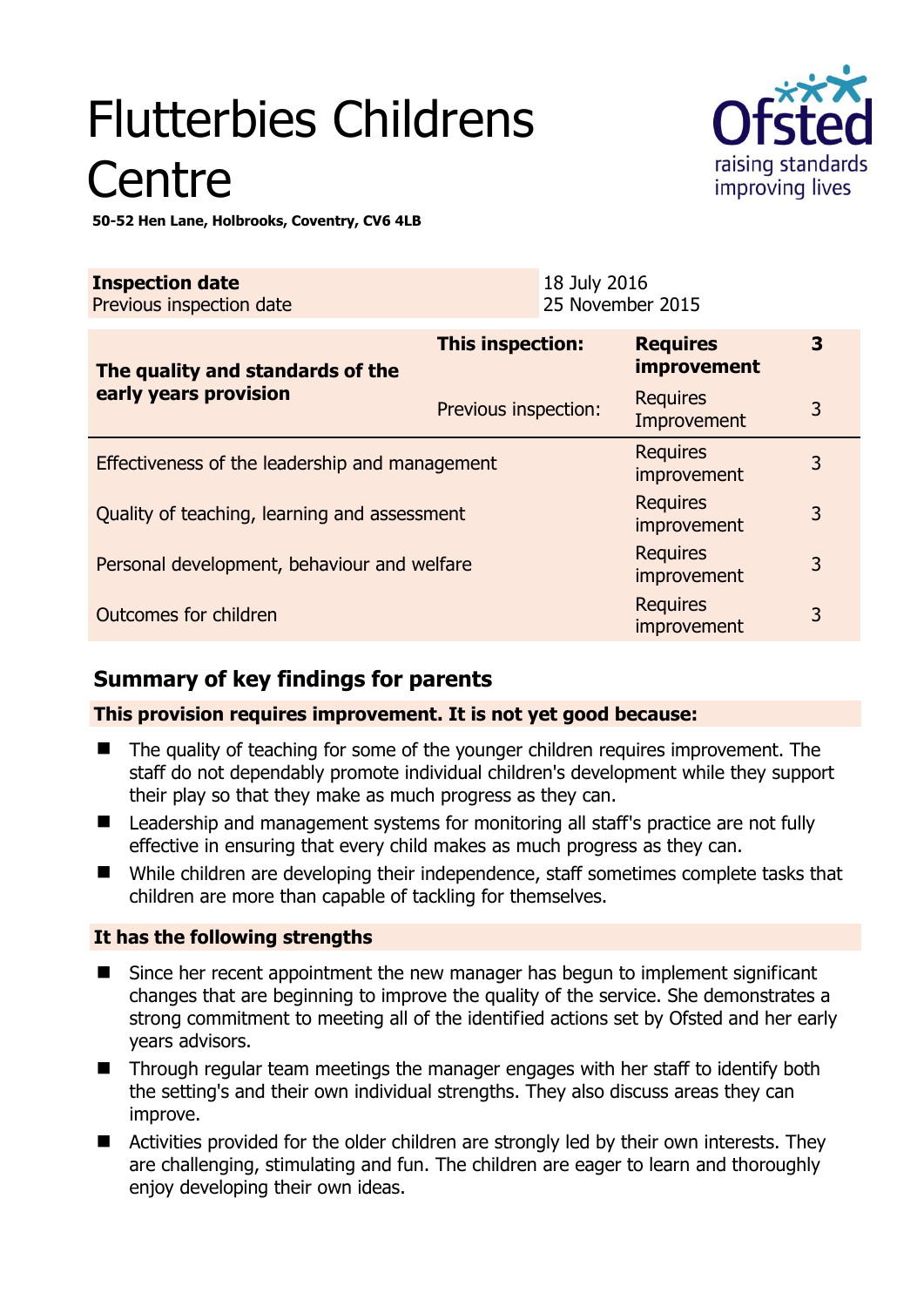# Flutterbies Childrens Centre

**50-52 Hen Lane, Holbrooks, Coventry, CV6 4LB**

| | |
|---|---|
| **Inspection date** | 18 July 2016 |
| Previous inspection date | 25 November 2015 |

| | | | |
|---|---|---|---|
| **The quality and standards of the early years provision** | **This inspection:** | **Requires improvement** | **3** |
| | Previous inspection: | Requires Improvement | 3 |
| Effectiveness of the leadership and management | | Requires improvement | 3 |
| Quality of teaching, learning and assessment | | Requires improvement | 3 |
| Personal development, behaviour and welfare | | Requires improvement | 3 |
| Outcomes for children | | Requires improvement | 3 |

## Summary of key findings for parents

**This provision requires improvement. It is not yet good because:**

- The quality of teaching for some of the younger children requires improvement. The staff do not dependably promote individual children's development while they support their play so that they make as much progress as they can.
- Leadership and management systems for monitoring all staff's practice are not fully effective in ensuring that every child makes as much progress as they can.
- While children are developing their independence, staff sometimes complete tasks that children are more than capable of tackling for themselves.

**It has the following strengths**

- Since her recent appointment the new manager has begun to implement significant changes that are beginning to improve the quality of the service. She demonstrates a strong commitment to meeting all of the identified actions set by Ofsted and her early years advisors.
- Through regular team meetings the manager engages with her staff to identify both the setting's and their own individual strengths. They also discuss areas they can improve.
- Activities provided for the older children are strongly led by their own interests. They are challenging, stimulating and fun. The children are eager to learn and thoroughly enjoy developing their own ideas.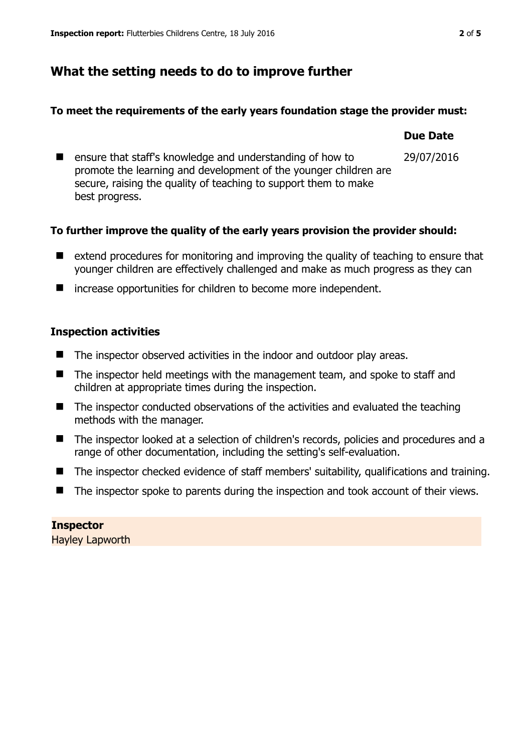## What the setting needs to do to improve further

**To meet the requirements of the early years foundation stage the provider must:**

| | Due Date |
|---|---|
| ensure that staff's knowledge and understanding of how to promote the learning and development of the younger children are secure, raising the quality of teaching to support them to make best progress. | 29/07/2016 |

**To further improve the quality of the early years provision the provider should:**

- extend procedures for monitoring and improving the quality of teaching to ensure that younger children are effectively challenged and make as much progress as they can
- increase opportunities for children to become more independent.

### Inspection activities

- The inspector observed activities in the indoor and outdoor play areas.
- The inspector held meetings with the management team, and spoke to staff and children at appropriate times during the inspection.
- The inspector conducted observations of the activities and evaluated the teaching methods with the manager.
- The inspector looked at a selection of children's records, policies and procedures and a range of other documentation, including the setting's self-evaluation.
- The inspector checked evidence of staff members' suitability, qualifications and training.
- The inspector spoke to parents during the inspection and took account of their views.

**Inspector**
Hayley Lapworth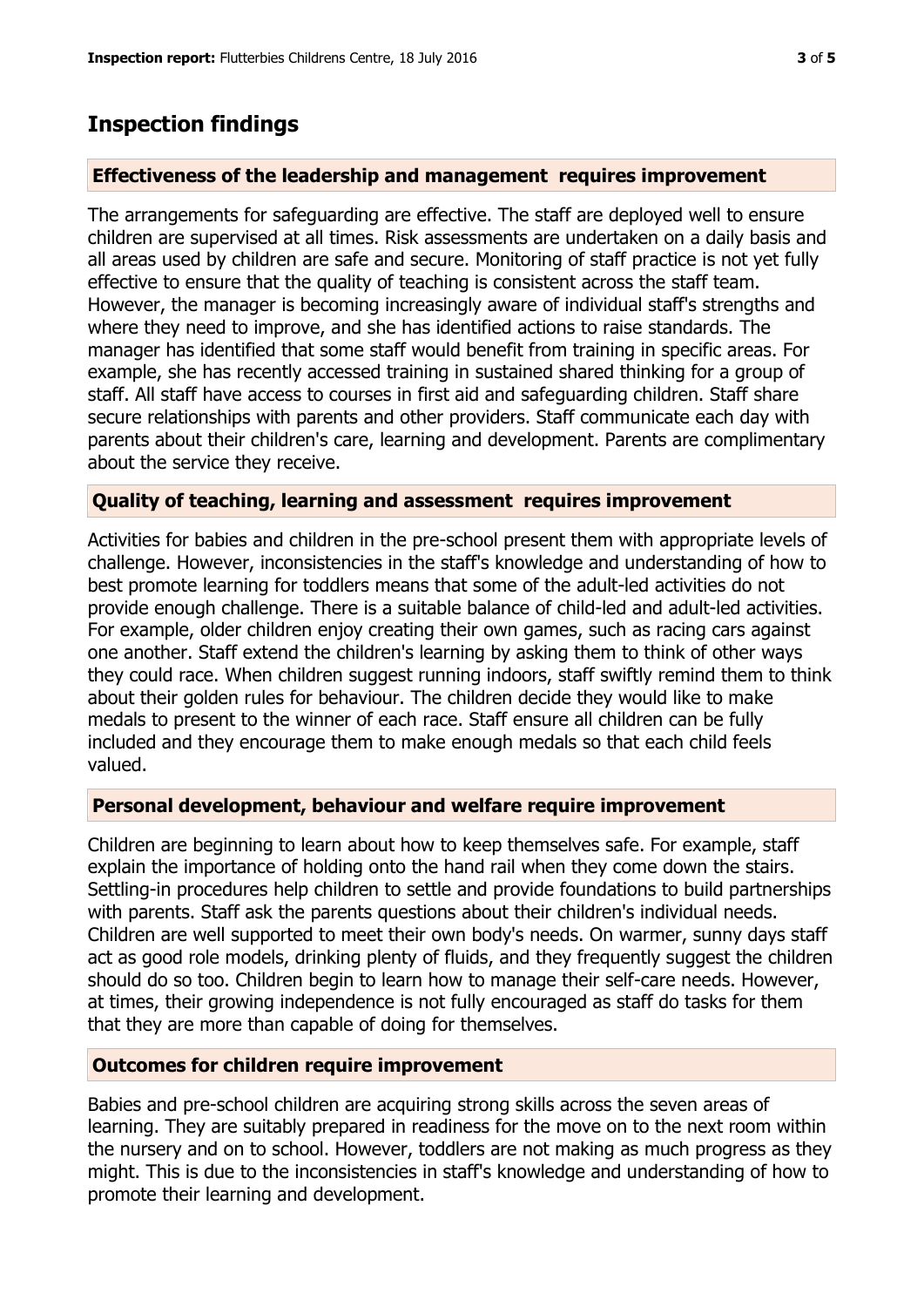## Inspection findings

### Effectiveness of the leadership and management requires improvement

The arrangements for safeguarding are effective. The staff are deployed well to ensure children are supervised at all times. Risk assessments are undertaken on a daily basis and all areas used by children are safe and secure. Monitoring of staff practice is not yet fully effective to ensure that the quality of teaching is consistent across the staff team. However, the manager is becoming increasingly aware of individual staff's strengths and where they need to improve, and she has identified actions to raise standards. The manager has identified that some staff would benefit from training in specific areas. For example, she has recently accessed training in sustained shared thinking for a group of staff. All staff have access to courses in first aid and safeguarding children. Staff share secure relationships with parents and other providers. Staff communicate each day with parents about their children's care, learning and development. Parents are complimentary about the service they receive.

### Quality of teaching, learning and assessment requires improvement

Activities for babies and children in the pre-school present them with appropriate levels of challenge. However, inconsistencies in the staff's knowledge and understanding of how to best promote learning for toddlers means that some of the adult-led activities do not provide enough challenge. There is a suitable balance of child-led and adult-led activities. For example, older children enjoy creating their own games, such as racing cars against one another. Staff extend the children's learning by asking them to think of other ways they could race. When children suggest running indoors, staff swiftly remind them to think about their golden rules for behaviour. The children decide they would like to make medals to present to the winner of each race. Staff ensure all children can be fully included and they encourage them to make enough medals so that each child feels valued.

### Personal development, behaviour and welfare require improvement

Children are beginning to learn about how to keep themselves safe. For example, staff explain the importance of holding onto the hand rail when they come down the stairs. Settling-in procedures help children to settle and provide foundations to build partnerships with parents. Staff ask the parents questions about their children's individual needs. Children are well supported to meet their own body's needs. On warmer, sunny days staff act as good role models, drinking plenty of fluids, and they frequently suggest the children should do so too. Children begin to learn how to manage their self-care needs. However, at times, their growing independence is not fully encouraged as staff do tasks for them that they are more than capable of doing for themselves.

### Outcomes for children require improvement

Babies and pre-school children are acquiring strong skills across the seven areas of learning. They are suitably prepared in readiness for the move on to the next room within the nursery and on to school. However, toddlers are not making as much progress as they might. This is due to the inconsistencies in staff's knowledge and understanding of how to promote their learning and development.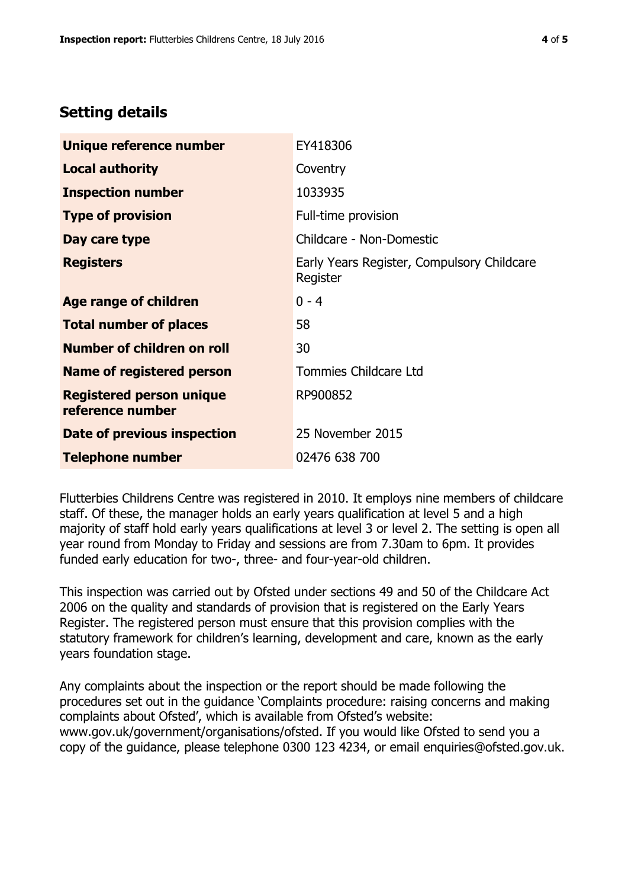## Setting details

| | |
|---|---|
| **Unique reference number** | EY418306 |
| **Local authority** | Coventry |
| **Inspection number** | 1033935 |
| **Type of provision** | Full-time provision |
| **Day care type** | Childcare - Non-Domestic |
| **Registers** | Early Years Register, Compulsory Childcare Register |
| **Age range of children** | 0 - 4 |
| **Total number of places** | 58 |
| **Number of children on roll** | 30 |
| **Name of registered person** | Tommies Childcare Ltd |
| **Registered person unique reference number** | RP900852 |
| **Date of previous inspection** | 25 November 2015 |
| **Telephone number** | 02476 638 700 |

Flutterbies Childrens Centre was registered in 2010. It employs nine members of childcare staff. Of these, the manager holds an early years qualification at level 5 and a high majority of staff hold early years qualifications at level 3 or level 2. The setting is open all year round from Monday to Friday and sessions are from 7.30am to 6pm. It provides funded early education for two-, three- and four-year-old children.

This inspection was carried out by Ofsted under sections 49 and 50 of the Childcare Act 2006 on the quality and standards of provision that is registered on the Early Years Register. The registered person must ensure that this provision complies with the statutory framework for children's learning, development and care, known as the early years foundation stage.

Any complaints about the inspection or the report should be made following the procedures set out in the guidance 'Complaints procedure: raising concerns and making complaints about Ofsted', which is available from Ofsted's website: www.gov.uk/government/organisations/ofsted. If you would like Ofsted to send you a copy of the guidance, please telephone 0300 123 4234, or email enquiries@ofsted.gov.uk.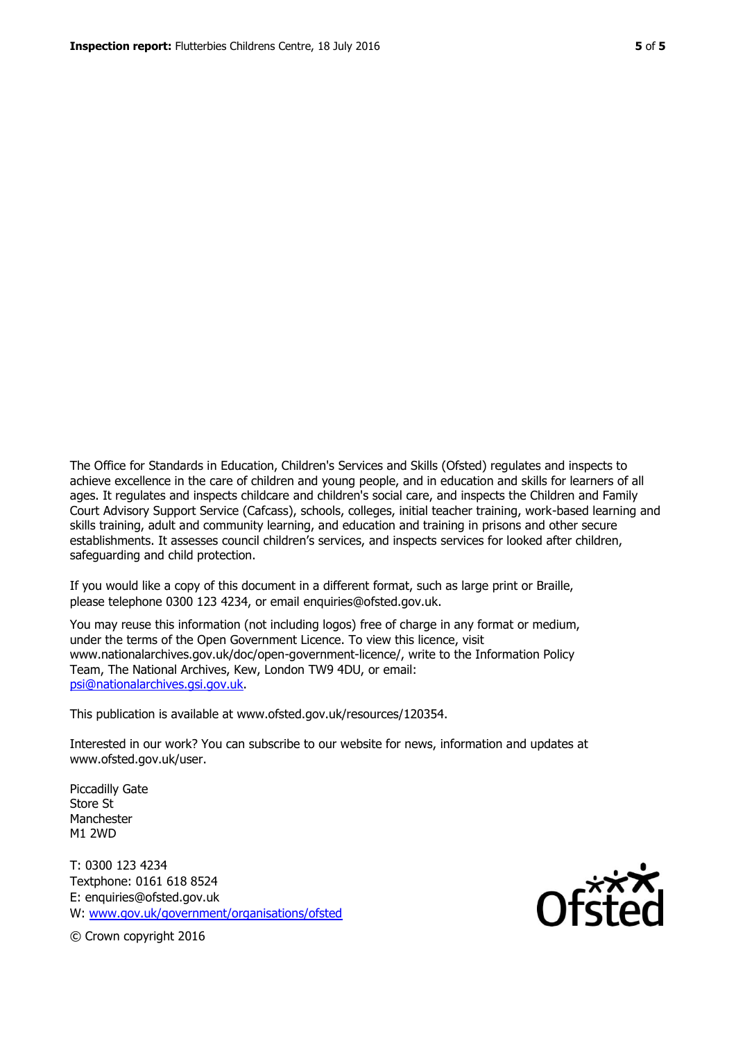The Office for Standards in Education, Children's Services and Skills (Ofsted) regulates and inspects to achieve excellence in the care of children and young people, and in education and skills for learners of all ages. It regulates and inspects childcare and children's social care, and inspects the Children and Family Court Advisory Support Service (Cafcass), schools, colleges, initial teacher training, work-based learning and skills training, adult and community learning, and education and training in prisons and other secure establishments. It assesses council children's services, and inspects services for looked after children, safeguarding and child protection.

If you would like a copy of this document in a different format, such as large print or Braille, please telephone 0300 123 4234, or email enquiries@ofsted.gov.uk.

You may reuse this information (not including logos) free of charge in any format or medium, under the terms of the Open Government Licence. To view this licence, visit www.nationalarchives.gov.uk/doc/open-government-licence/, write to the Information Policy Team, The National Archives, Kew, London TW9 4DU, or email: psi@nationalarchives.gsi.gov.uk.

This publication is available at www.ofsted.gov.uk/resources/120354.

Interested in our work? You can subscribe to our website for news, information and updates at www.ofsted.gov.uk/user.

Piccadilly Gate
Store St
Manchester
M1 2WD

T: 0300 123 4234
Textphone: 0161 618 8524
E: enquiries@ofsted.gov.uk
W: www.gov.uk/government/organisations/ofsted

© Crown copyright 2016